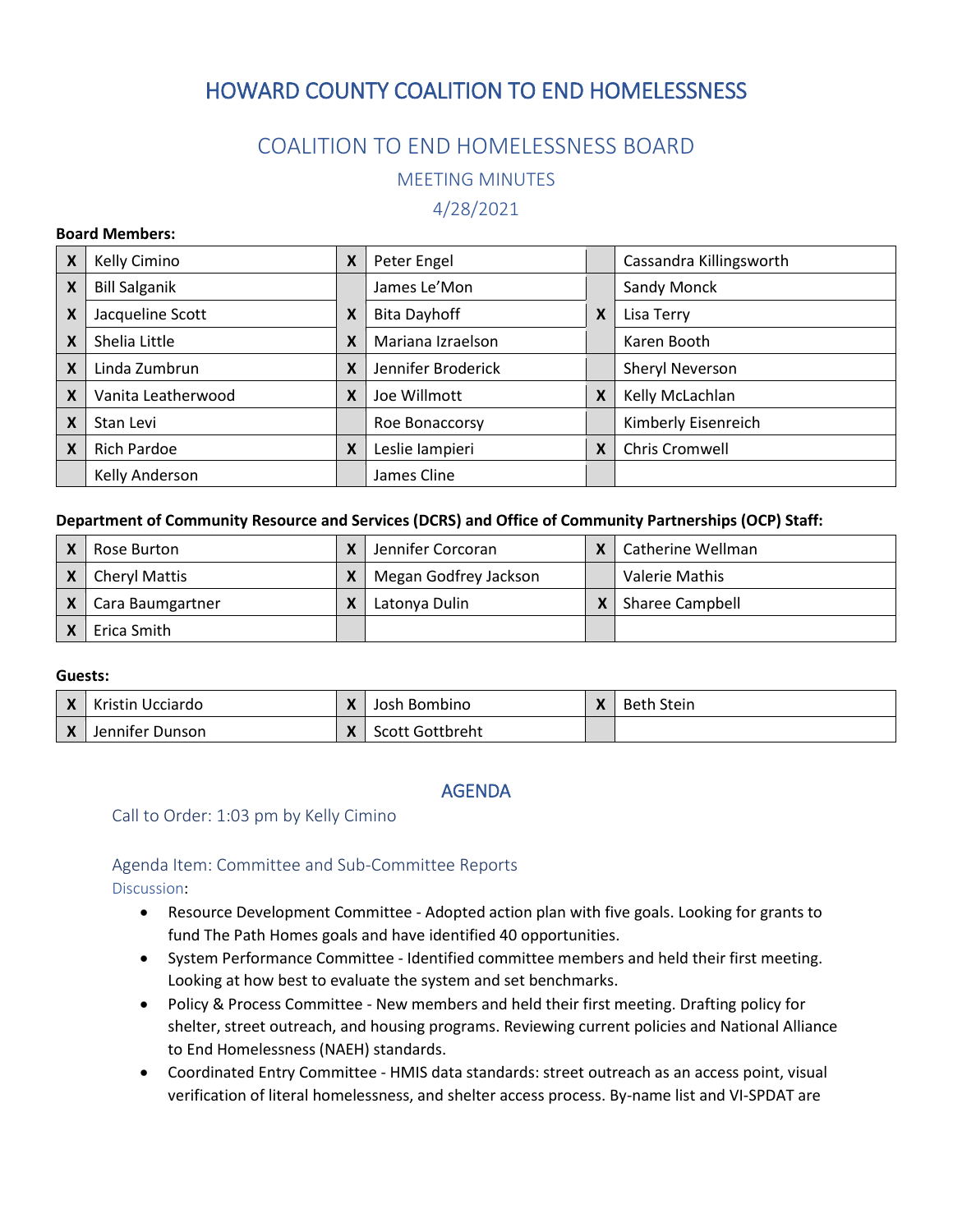# HOWARD COUNTY COALITION TO END HOMELESSNESS

## COALITION TO END HOMELESSNESS BOARD

### MEETING MINUTES

### 4/28/2021

**Board Members:**

| | | | | | |
|---|---|---|---|---|---|
| X | Kelly Cimino | X | Peter Engel | | Cassandra Killingsworth |
| X | Bill Salganik | | James Le'Mon | | Sandy Monck |
| X | Jacqueline Scott | X | Bita Dayhoff | X | Lisa Terry |
| X | Shelia Little | X | Mariana Izraelson | | Karen Booth |
| X | Linda Zumbrun | X | Jennifer Broderick | | Sheryl Neverson |
| X | Vanita Leatherwood | X | Joe Willmott | X | Kelly McLachlan |
| X | Stan Levi | | Roe Bonaccorsy | | Kimberly Eisenreich |
| X | Rich Pardoe | X | Leslie Iampieri | X | Chris Cromwell |
| | Kelly Anderson | | James Cline | | |

**Department of Community Resource and Services (DCRS) and Office of Community Partnerships (OCP) Staff:**

| | | | | | |
|---|---|---|---|---|---|
| X | Rose Burton | X | Jennifer Corcoran | X | Catherine Wellman |
| X | Cheryl Mattis | X | Megan Godfrey Jackson | | Valerie Mathis |
| X | Cara Baumgartner | X | Latonya Dulin | X | Sharee Campbell |
| X | Erica Smith | | | | |

**Guests:**

| | | | | | |
|---|---|---|---|---|---|
| X | Kristin Ucciardo | X | Josh Bombino | X | Beth Stein |
| X | Jennifer Dunson | X | Scott Gottbreht | | |

## AGENDA

Call to Order: 1:03 pm by Kelly Cimino

Agenda Item: Committee and Sub-Committee Reports

Discussion:

- Resource Development Committee - Adopted action plan with five goals. Looking for grants to fund The Path Homes goals and have identified 40 opportunities.
- System Performance Committee - Identified committee members and held their first meeting. Looking at how best to evaluate the system and set benchmarks.
- Policy & Process Committee - New members and held their first meeting. Drafting policy for shelter, street outreach, and housing programs. Reviewing current policies and National Alliance to End Homelessness (NAEH) standards.
- Coordinated Entry Committee - HMIS data standards: street outreach as an access point, visual verification of literal homelessness, and shelter access process. By-name list and VI-SPDAT are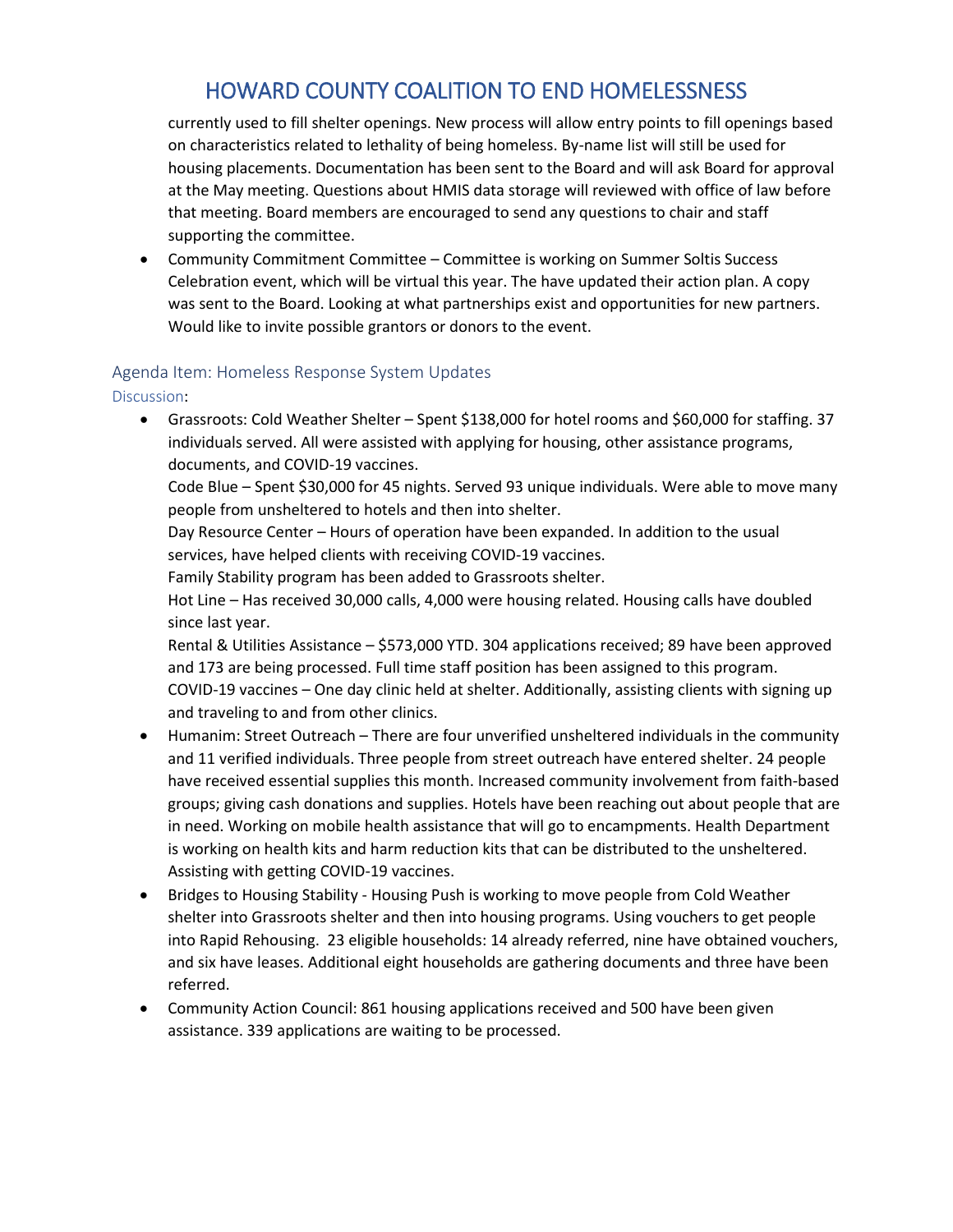currently used to fill shelter openings. New process will allow entry points to fill openings based on characteristics related to lethality of being homeless. By-name list will still be used for housing placements. Documentation has been sent to the Board and will ask Board for approval at the May meeting. Questions about HMIS data storage will reviewed with office of law before that meeting. Board members are encouraged to send any questions to chair and staff supporting the committee.

- Community Commitment Committee – Committee is working on Summer Soltis Success Celebration event, which will be virtual this year. The have updated their action plan. A copy was sent to the Board. Looking at what partnerships exist and opportunities for new partners. Would like to invite possible grantors or donors to the event.

### Agenda Item: Homeless Response System Updates

Discussion:

- Grassroots: Cold Weather Shelter – Spent $138,000 for hotel rooms and $60,000 for staffing. 37 individuals served. All were assisted with applying for housing, other assistance programs, documents, and COVID-19 vaccines.
  Code Blue – Spent $30,000 for 45 nights. Served 93 unique individuals. Were able to move many people from unsheltered to hotels and then into shelter.
  Day Resource Center – Hours of operation have been expanded. In addition to the usual services, have helped clients with receiving COVID-19 vaccines.
  Family Stability program has been added to Grassroots shelter.
  Hot Line – Has received 30,000 calls, 4,000 were housing related. Housing calls have doubled since last year.
  Rental & Utilities Assistance – $573,000 YTD. 304 applications received; 89 have been approved and 173 are being processed. Full time staff position has been assigned to this program.
  COVID-19 vaccines – One day clinic held at shelter. Additionally, assisting clients with signing up and traveling to and from other clinics.
- Humanim: Street Outreach – There are four unverified unsheltered individuals in the community and 11 verified individuals. Three people from street outreach have entered shelter. 24 people have received essential supplies this month. Increased community involvement from faith-based groups; giving cash donations and supplies. Hotels have been reaching out about people that are in need. Working on mobile health assistance that will go to encampments. Health Department is working on health kits and harm reduction kits that can be distributed to the unsheltered. Assisting with getting COVID-19 vaccines.
- Bridges to Housing Stability - Housing Push is working to move people from Cold Weather shelter into Grassroots shelter and then into housing programs. Using vouchers to get people into Rapid Rehousing. 23 eligible households: 14 already referred, nine have obtained vouchers, and six have leases. Additional eight households are gathering documents and three have been referred.
- Community Action Council: 861 housing applications received and 500 have been given assistance. 339 applications are waiting to be processed.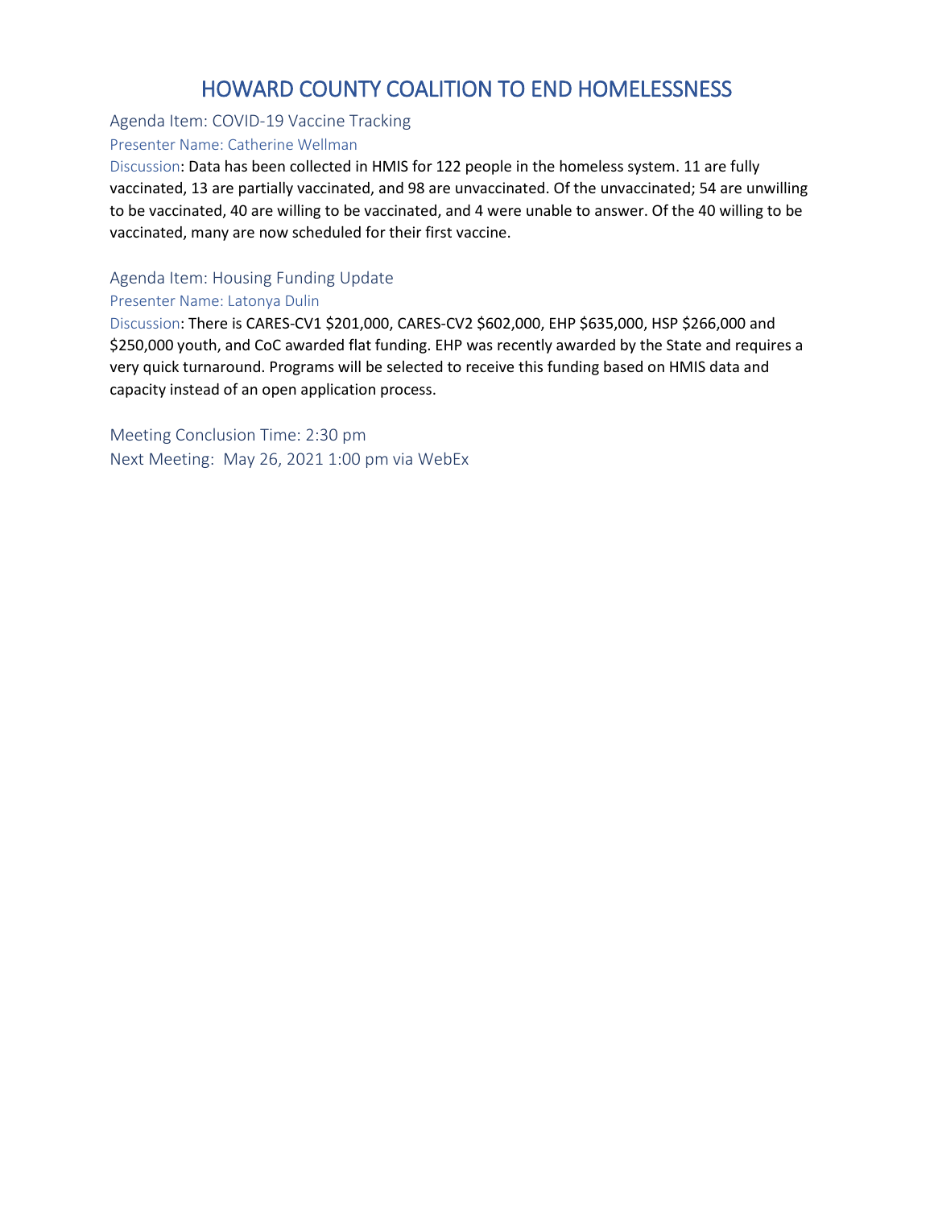# HOWARD COUNTY COALITION TO END HOMELESSNESS

### Agenda Item: COVID-19 Vaccine Tracking

Presenter Name: Catherine Wellman

Discussion: Data has been collected in HMIS for 122 people in the homeless system. 11 are fully vaccinated, 13 are partially vaccinated, and 98 are unvaccinated. Of the unvaccinated; 54 are unwilling to be vaccinated, 40 are willing to be vaccinated, and 4 were unable to answer. Of the 40 willing to be vaccinated, many are now scheduled for their first vaccine.

### Agenda Item: Housing Funding Update

Presenter Name: Latonya Dulin

Discussion: There is CARES-CV1 $201,000, CARES-CV2 $602,000, EHP $635,000, HSP $266,000 and $250,000 youth, and CoC awarded flat funding. EHP was recently awarded by the State and requires a very quick turnaround. Programs will be selected to receive this funding based on HMIS data and capacity instead of an open application process.

Meeting Conclusion Time: 2:30 pm

Next Meeting: May 26, 2021 1:00 pm via WebEx